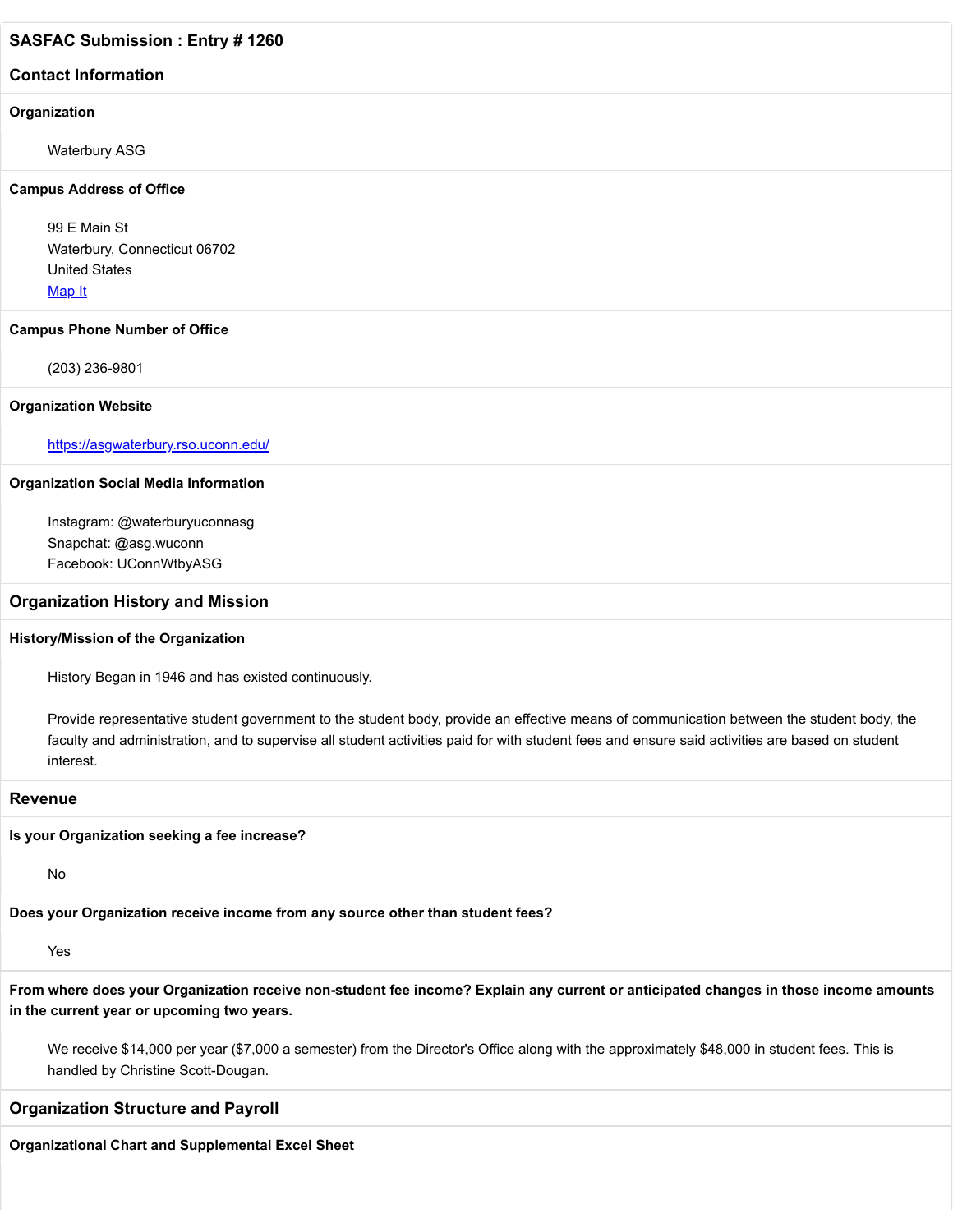## SASFAC Submission : Entry # 1260

## Contact Information

**Organization**

Waterbury ASG

**Campus Address of Office**

99 E Main St
Waterbury, Connecticut 06702
United States
[Map It]

**Campus Phone Number of Office**

(203) 236-9801

**Organization Website**

https://asgwaterbury.rso.uconn.edu/

**Organization Social Media Information**

Instagram: @waterburyuconnasg
Snapchat: @asg.wuconn
Facebook: UConnWtbyASG

## Organization History and Mission

**History/Mission of the Organization**

History Began in 1946 and has existed continuously.

Provide representative student government to the student body, provide an effective means of communication between the student body, the faculty and administration, and to supervise all student activities paid for with student fees and ensure said activities are based on student interest.

## Revenue

**Is your Organization seeking a fee increase?**

No

**Does your Organization receive income from any source other than student fees?**

Yes

**From where does your Organization receive non-student fee income? Explain any current or anticipated changes in those income amounts in the current year or upcoming two years.**

We receive $14,000 per year ($7,000 a semester) from the Director's Office along with the approximately $48,000 in student fees. This is handled by Christine Scott-Dougan.

## Organization Structure and Payroll

**Organizational Chart and Supplemental Excel Sheet**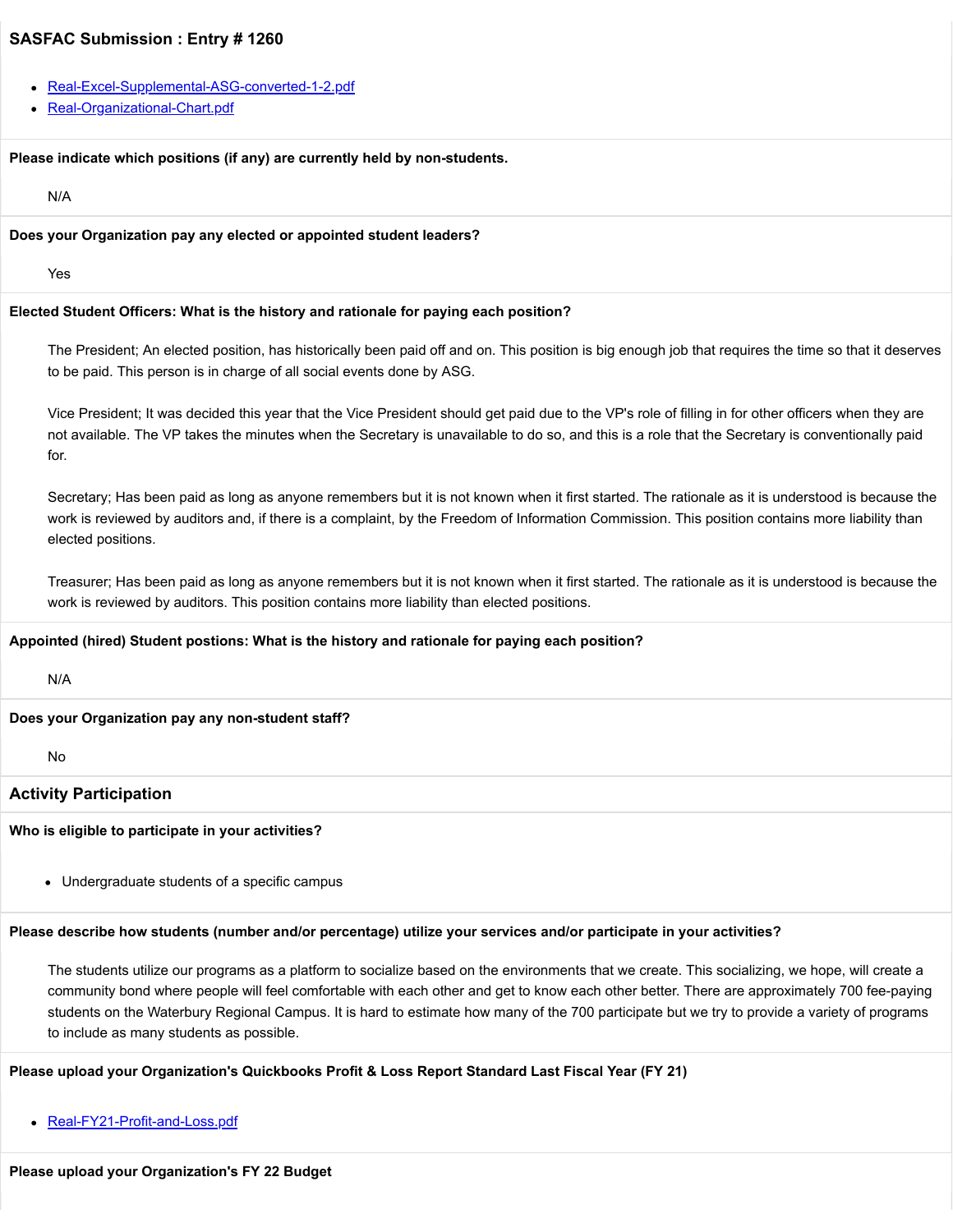### SASFAC Submission : Entry # 1260

- Real-Excel-Supplemental-ASG-converted-1-2.pdf
- Real-Organizational-Chart.pdf

**Please indicate which positions (if any) are currently held by non-students.**

N/A

**Does your Organization pay any elected or appointed student leaders?**

Yes

**Elected Student Officers: What is the history and rationale for paying each position?**

The President; An elected position, has historically been paid off and on. This position is big enough job that requires the time so that it deserves to be paid. This person is in charge of all social events done by ASG.

Vice President; It was decided this year that the Vice President should get paid due to the VP's role of filling in for other officers when they are not available. The VP takes the minutes when the Secretary is unavailable to do so, and this is a role that the Secretary is conventionally paid for.

Secretary; Has been paid as long as anyone remembers but it is not known when it first started. The rationale as it is understood is because the work is reviewed by auditors and, if there is a complaint, by the Freedom of Information Commission. This position contains more liability than elected positions.

Treasurer; Has been paid as long as anyone remembers but it is not known when it first started. The rationale as it is understood is because the work is reviewed by auditors. This position contains more liability than elected positions.

**Appointed (hired) Student postions: What is the history and rationale for paying each position?**

N/A

**Does your Organization pay any non-student staff?**

No

## Activity Participation

**Who is eligible to participate in your activities?**

- Undergraduate students of a specific campus

**Please describe how students (number and/or percentage) utilize your services and/or participate in your activities?**

The students utilize our programs as a platform to socialize based on the environments that we create. This socializing, we hope, will create a community bond where people will feel comfortable with each other and get to know each other better. There are approximately 700 fee-paying students on the Waterbury Regional Campus. It is hard to estimate how many of the 700 participate but we try to provide a variety of programs to include as many students as possible.

**Please upload your Organization's Quickbooks Profit & Loss Report Standard Last Fiscal Year (FY 21)**

- Real-FY21-Profit-and-Loss.pdf

**Please upload your Organization's FY 22 Budget**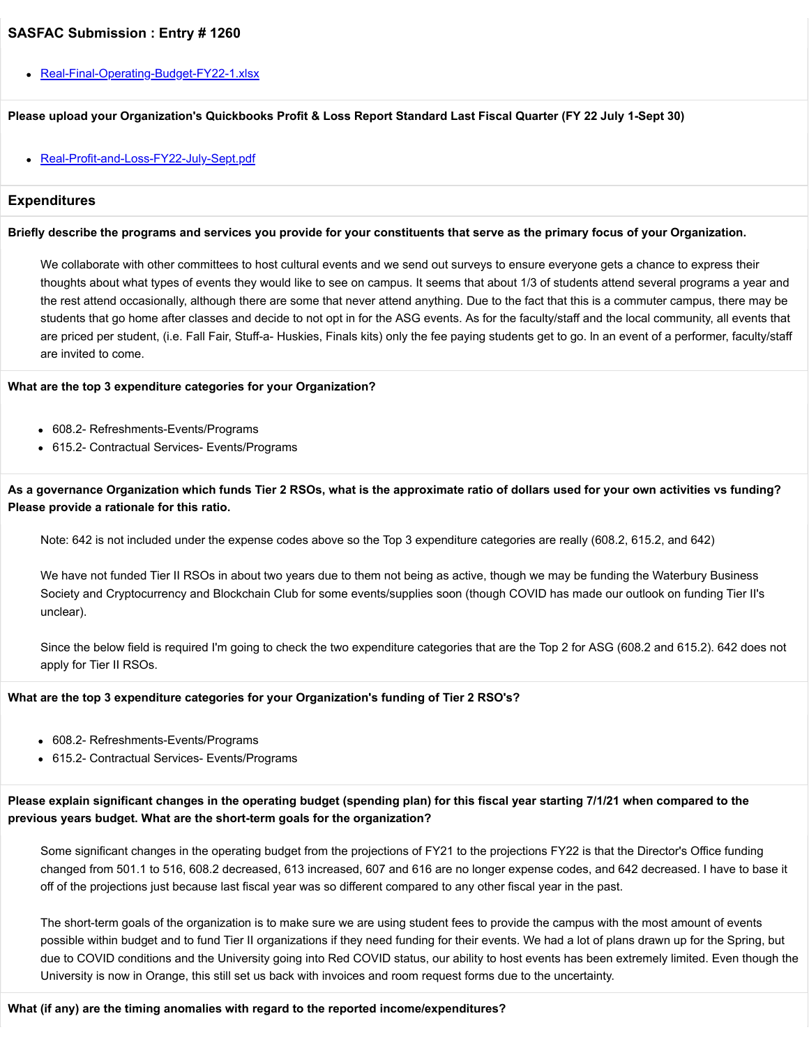## SASFAC Submission : Entry # 1260

- Real-Final-Operating-Budget-FY22-1.xlsx

**Please upload your Organization's Quickbooks Profit & Loss Report Standard Last Fiscal Quarter (FY 22 July 1-Sept 30)**

- Real-Profit-and-Loss-FY22-July-Sept.pdf

## Expenditures

**Briefly describe the programs and services you provide for your constituents that serve as the primary focus of your Organization.**

We collaborate with other committees to host cultural events and we send out surveys to ensure everyone gets a chance to express their thoughts about what types of events they would like to see on campus. It seems that about 1/3 of students attend several programs a year and the rest attend occasionally, although there are some that never attend anything. Due to the fact that this is a commuter campus, there may be students that go home after classes and decide to not opt in for the ASG events. As for the faculty/staff and the local community, all events that are priced per student, (i.e. Fall Fair, Stuff-a- Huskies, Finals kits) only the fee paying students get to go. In an event of a performer, faculty/staff are invited to come.

**What are the top 3 expenditure categories for your Organization?**

- 608.2- Refreshments-Events/Programs
- 615.2- Contractual Services- Events/Programs

**As a governance Organization which funds Tier 2 RSOs, what is the approximate ratio of dollars used for your own activities vs funding? Please provide a rationale for this ratio.**

Note: 642 is not included under the expense codes above so the Top 3 expenditure categories are really (608.2, 615.2, and 642)

We have not funded Tier II RSOs in about two years due to them not being as active, though we may be funding the Waterbury Business Society and Cryptocurrency and Blockchain Club for some events/supplies soon (though COVID has made our outlook on funding Tier II's unclear).

Since the below field is required I'm going to check the two expenditure categories that are the Top 2 for ASG (608.2 and 615.2). 642 does not apply for Tier II RSOs.

**What are the top 3 expenditure categories for your Organization's funding of Tier 2 RSO's?**

- 608.2- Refreshments-Events/Programs
- 615.2- Contractual Services- Events/Programs

**Please explain significant changes in the operating budget (spending plan) for this fiscal year starting 7/1/21 when compared to the previous years budget. What are the short-term goals for the organization?**

Some significant changes in the operating budget from the projections of FY21 to the projections FY22 is that the Director's Office funding changed from 501.1 to 516, 608.2 decreased, 613 increased, 607 and 616 are no longer expense codes, and 642 decreased. I have to base it off of the projections just because last fiscal year was so different compared to any other fiscal year in the past.

The short-term goals of the organization is to make sure we are using student fees to provide the campus with the most amount of events possible within budget and to fund Tier II organizations if they need funding for their events. We had a lot of plans drawn up for the Spring, but due to COVID conditions and the University going into Red COVID status, our ability to host events has been extremely limited. Even though the University is now in Orange, this still set us back with invoices and room request forms due to the uncertainty.

**What (if any) are the timing anomalies with regard to the reported income/expenditures?**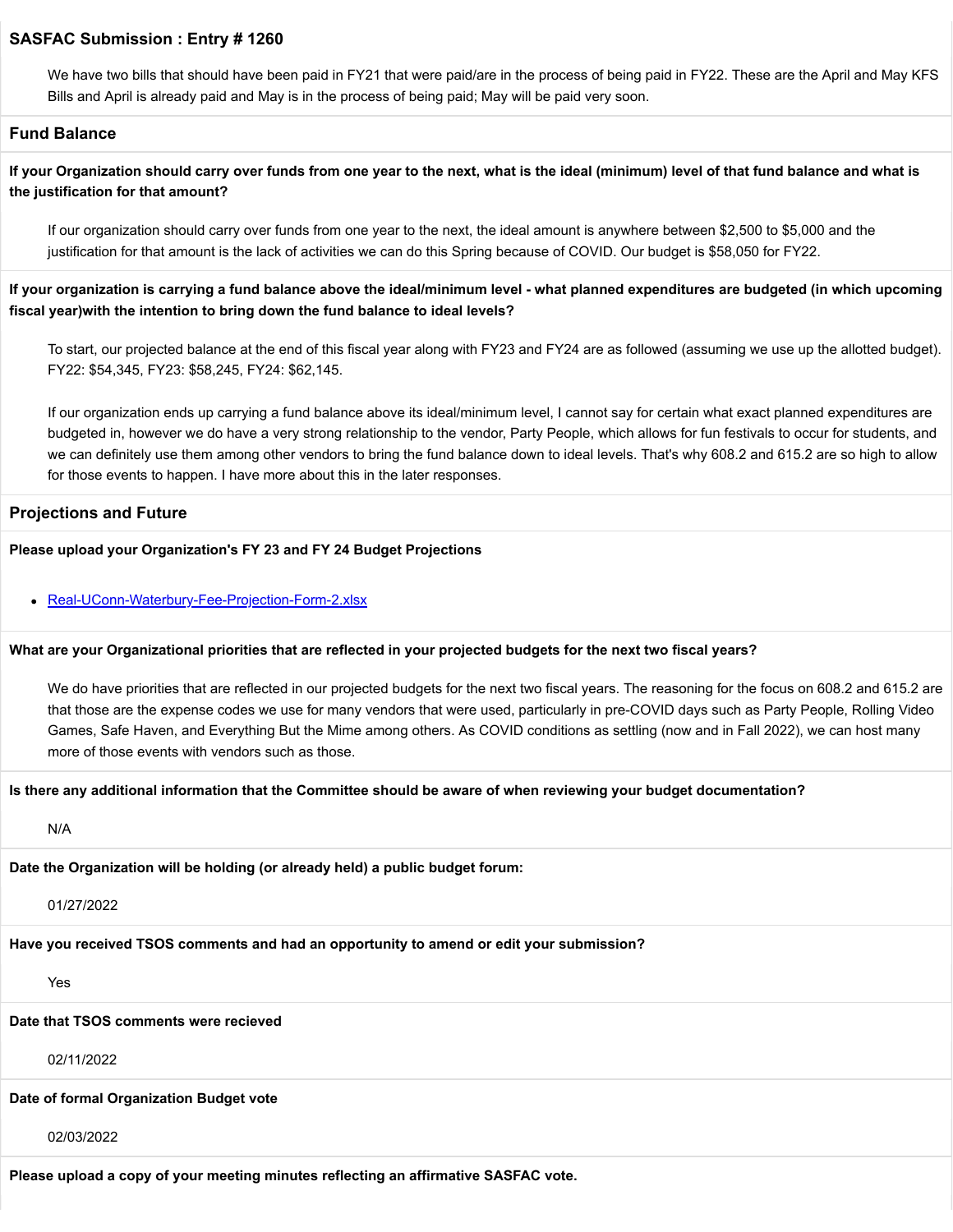## SASFAC Submission : Entry # 1260

We have two bills that should have been paid in FY21 that were paid/are in the process of being paid in FY22. These are the April and May KFS Bills and April is already paid and May is in the process of being paid; May will be paid very soon.

### Fund Balance

**If your Organization should carry over funds from one year to the next, what is the ideal (minimum) level of that fund balance and what is the justification for that amount?**

If our organization should carry over funds from one year to the next, the ideal amount is anywhere between $2,500 to $5,000 and the justification for that amount is the lack of activities we can do this Spring because of COVID. Our budget is $58,050 for FY22.

**If your organization is carrying a fund balance above the ideal/minimum level - what planned expenditures are budgeted (in which upcoming fiscal year)with the intention to bring down the fund balance to ideal levels?**

To start, our projected balance at the end of this fiscal year along with FY23 and FY24 are as followed (assuming we use up the allotted budget). FY22: $54,345, FY23: $58,245, FY24: $62,145.

If our organization ends up carrying a fund balance above its ideal/minimum level, I cannot say for certain what exact planned expenditures are budgeted in, however we do have a very strong relationship to the vendor, Party People, which allows for fun festivals to occur for students, and we can definitely use them among other vendors to bring the fund balance down to ideal levels. That's why 608.2 and 615.2 are so high to allow for those events to happen. I have more about this in the later responses.

### Projections and Future

**Please upload your Organization's FY 23 and FY 24 Budget Projections**

- Real-UConn-Waterbury-Fee-Projection-Form-2.xlsx

**What are your Organizational priorities that are reflected in your projected budgets for the next two fiscal years?**

We do have priorities that are reflected in our projected budgets for the next two fiscal years. The reasoning for the focus on 608.2 and 615.2 are that those are the expense codes we use for many vendors that were used, particularly in pre-COVID days such as Party People, Rolling Video Games, Safe Haven, and Everything But the Mime among others. As COVID conditions as settling (now and in Fall 2022), we can host many more of those events with vendors such as those.

**Is there any additional information that the Committee should be aware of when reviewing your budget documentation?**

N/A

**Date the Organization will be holding (or already held) a public budget forum:**

01/27/2022

**Have you received TSOS comments and had an opportunity to amend or edit your submission?**

Yes

**Date that TSOS comments were recieved**

02/11/2022

**Date of formal Organization Budget vote**

02/03/2022

**Please upload a copy of your meeting minutes reflecting an affirmative SASFAC vote.**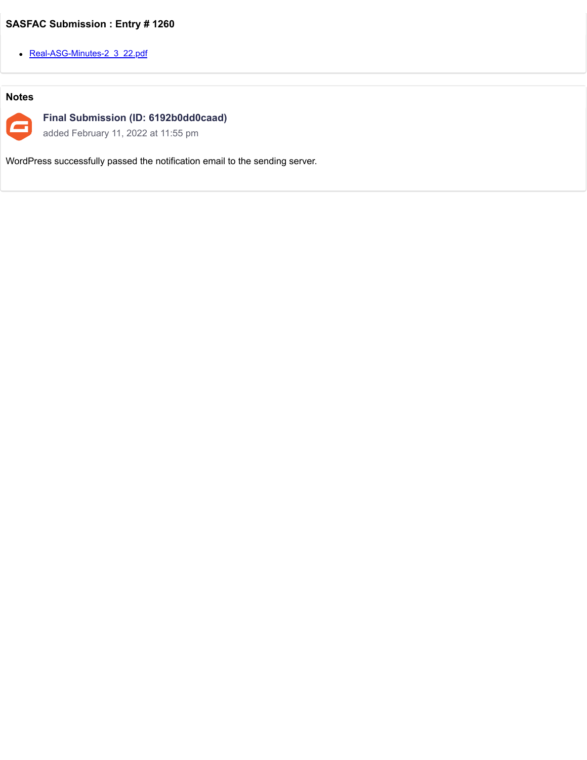### SASFAC Submission : Entry # 1260

- Real-ASG-Minutes-2_3_22.pdf

### Notes

**Final Submission (ID: 6192b0dd0caad)**
added February 11, 2022 at 11:55 pm

WordPress successfully passed the notification email to the sending server.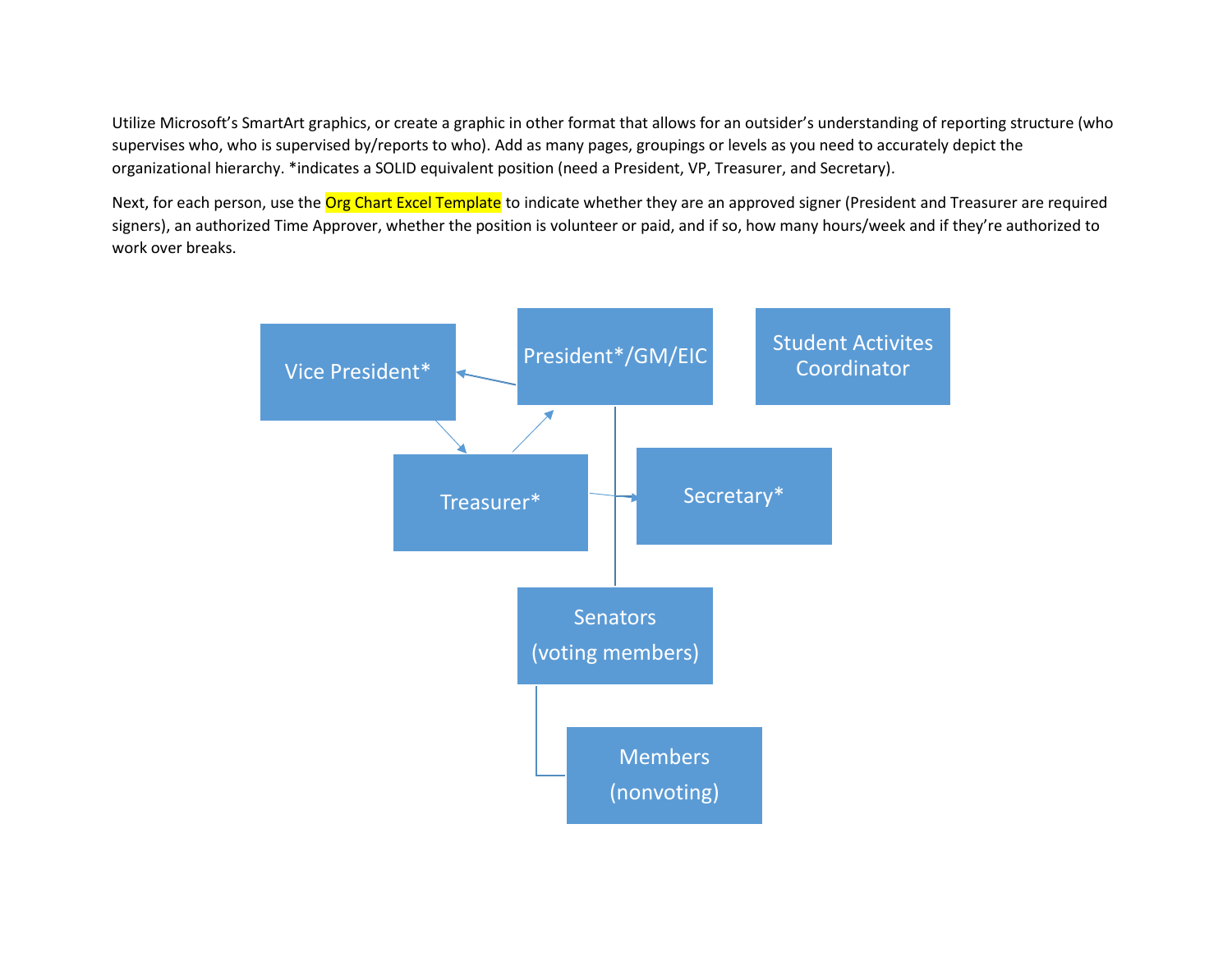Utilize Microsoft's SmartArt graphics, or create a graphic in other format that allows for an outsider's understanding of reporting structure (who supervises who, who is supervised by/reports to who). Add as many pages, groupings or levels as you need to accurately depict the organizational hierarchy. *indicates a SOLID equivalent position (need a President, VP, Treasurer, and Secretary).

Next, for each person, use the Org Chart Excel Template to indicate whether they are an approved signer (President and Treasurer are required signers), an authorized Time Approver, whether the position is volunteer or paid, and if so, how many hours/week and if they're authorized to work over breaks.

Vice President*

President*/GM/EIC

Student Activites Coordinator

Treasurer*

Secretary*

Senators (voting members)

Members (nonvoting)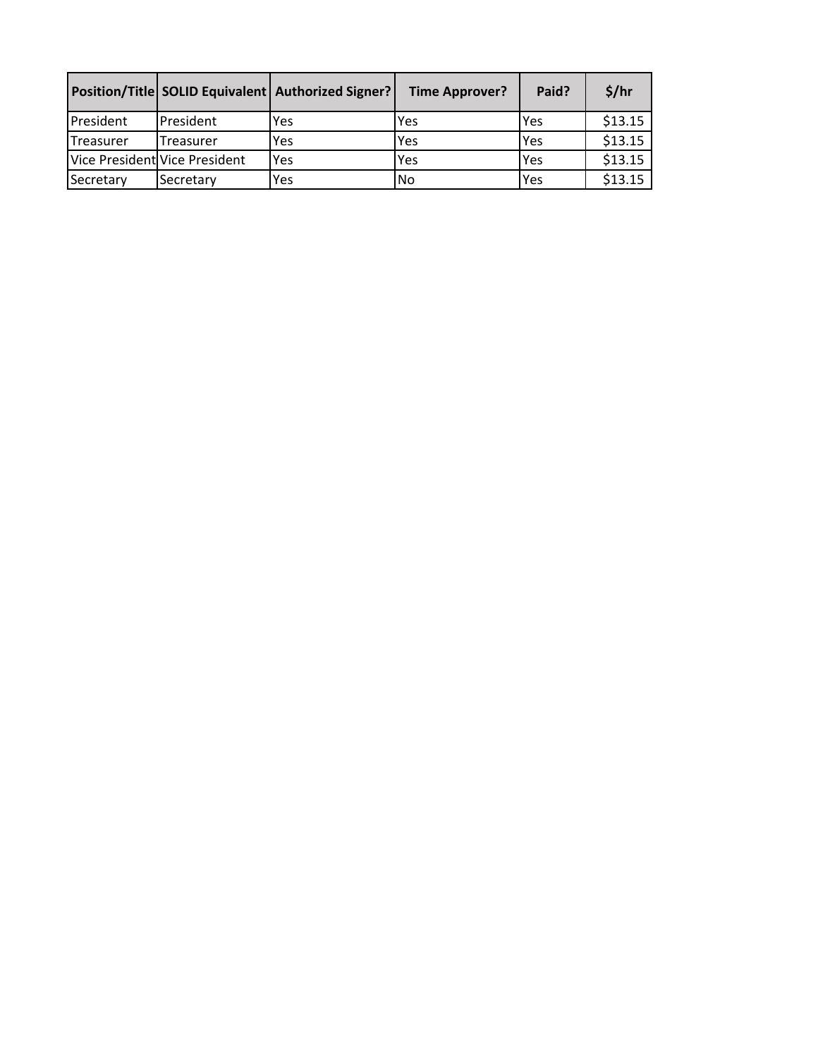| Position/Title | SOLID Equivalent | Authorized Signer? | Time Approver? | Paid? | $/hr |
|---|---|---|---|---|---|
| President | President | Yes | Yes | Yes | $13.15 |
| Treasurer | Treasurer | Yes | Yes | Yes | $13.15 |
| Vice President | Vice President | Yes | Yes | Yes | $13.15 |
| Secretary | Secretary | Yes | No | Yes | $13.15 |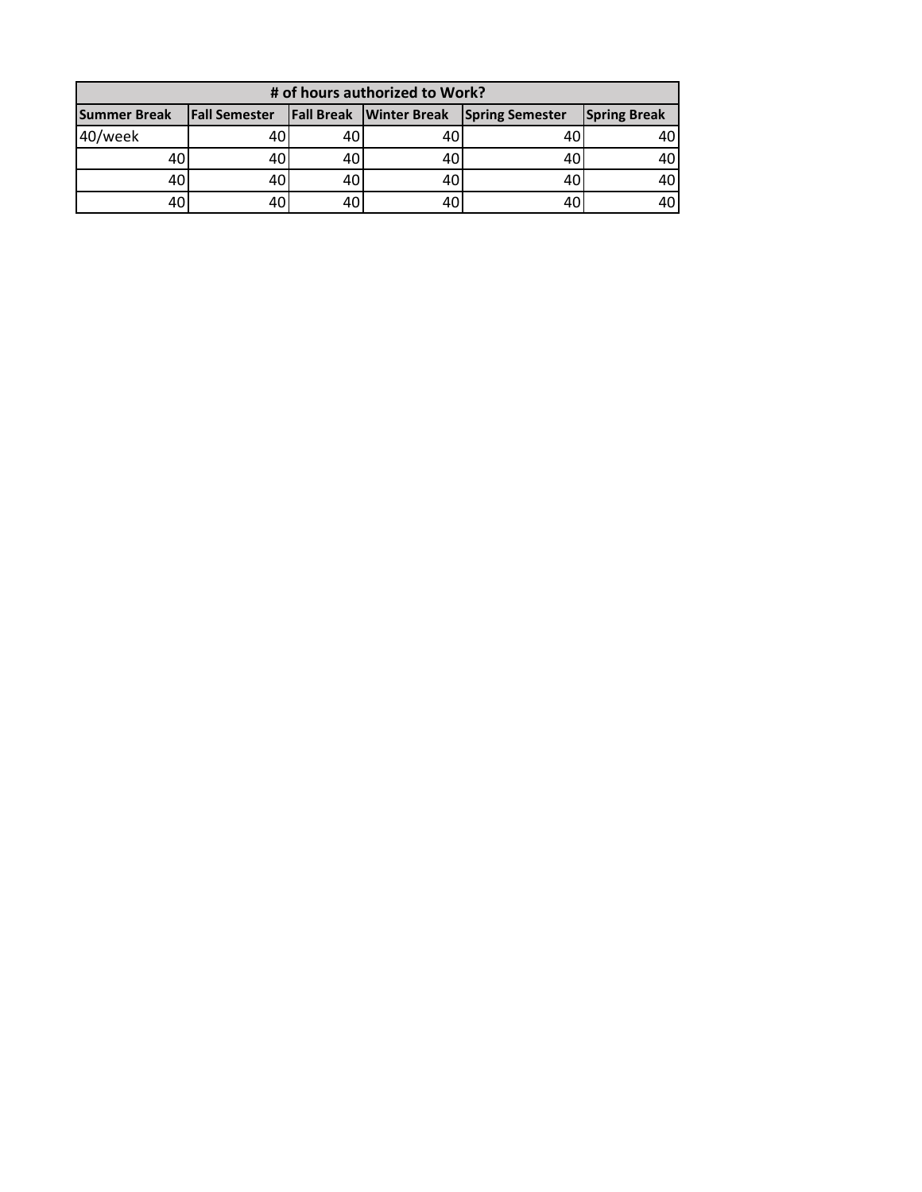| # of hours authorized to Work? | | | | | |
|---|---|---|---|---|---|
| Summer Break | Fall Semester | Fall Break | Winter Break | Spring Semester | Spring Break |
| 40/week | 40 | 40 | 40 | 40 | 40 |
| 40 | 40 | 40 | 40 | 40 | 40 |
| 40 | 40 | 40 | 40 | 40 | 40 |
| 40 | 40 | 40 | 40 | 40 | 40 |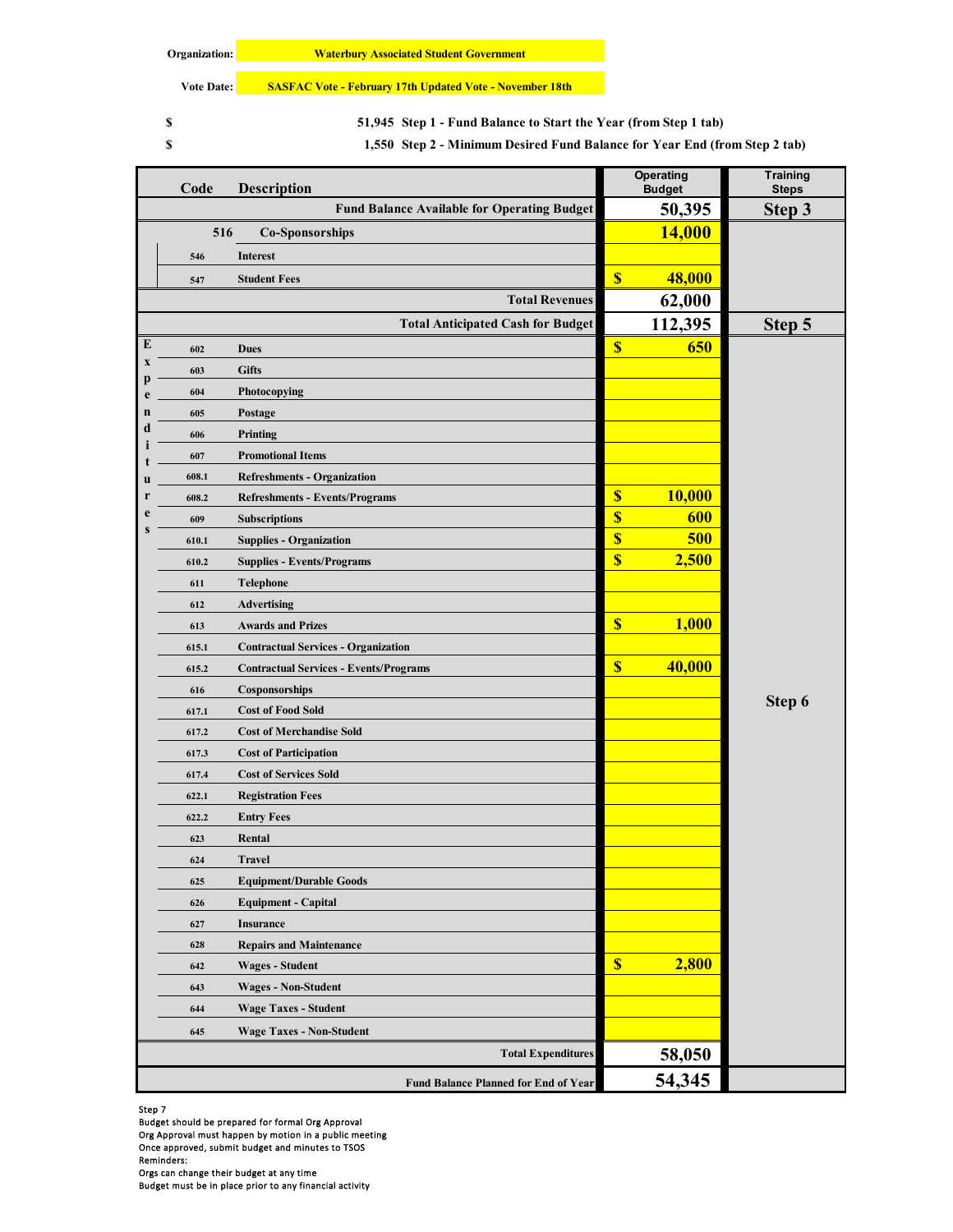**Organization:** Waterbury Associated Student Government

**Vote Date:** SASFAC Vote - February 17th Updated Vote - November 18th

$ 51,945 Step 1 - Fund Balance to Start the Year (from Step 1 tab)

$ 1,550 Step 2 - Minimum Desired Fund Balance for Year End (from Step 2 tab)

| Code | Description | Operating Budget | Training Steps |
|---|---|---|---|
| | **Fund Balance Available for Operating Budget** | 50,395 | Step 3 |
| 516 | Co-Sponsorships | 14,000 | |
| 546 | Interest | | |
| 547 | Student Fees | $ 48,000 | |
| | **Total Revenues** | 62,000 | |
| | **Total Anticipated Cash for Budget** | 112,395 | Step 5 |
| **Expenditures** | | | |
| 602 | Dues | $ 650 | |
| 603 | Gifts | | |
| 604 | Photocopying | | |
| 605 | Postage | | |
| 606 | Printing | | |
| 607 | Promotional Items | | |
| 608.1 | Refreshments - Organization | | |
| 608.2 | Refreshments - Events/Programs | $ 10,000 | |
| 609 | Subscriptions | $ 600 | |
| 610.1 | Supplies - Organization | $ 500 | |
| 610.2 | Supplies - Events/Programs | $ 2,500 | |
| 611 | Telephone | | |
| 612 | Advertising | | |
| 613 | Awards and Prizes | $ 1,000 | |
| 615.1 | Contractual Services - Organization | | |
| 615.2 | Contractual Services - Events/Programs | $ 40,000 | |
| 616 | Cosponsorships | | Step 6 |
| 617.1 | Cost of Food Sold | | |
| 617.2 | Cost of Merchandise Sold | | |
| 617.3 | Cost of Participation | | |
| 617.4 | Cost of Services Sold | | |
| 622.1 | Registration Fees | | |
| 622.2 | Entry Fees | | |
| 623 | Rental | | |
| 624 | Travel | | |
| 625 | Equipment/Durable Goods | | |
| 626 | Equipment - Capital | | |
| 627 | Insurance | | |
| 628 | Repairs and Maintenance | | |
| 642 | Wages - Student | $ 2,800 | |
| 643 | Wages - Non-Student | | |
| 644 | Wage Taxes - Student | | |
| 645 | Wage Taxes - Non-Student | | |
| | **Total Expenditures** | 58,050 | |
| | **Fund Balance Planned for End of Year** | 54,345 | |

Step 7
Budget should be prepared for formal Org Approval
Org Approval must happen by motion in a public meeting
Once approved, submit budget and minutes to TSOS
Reminders:
Orgs can change their budget at any time
Budget must be in place prior to any financial activity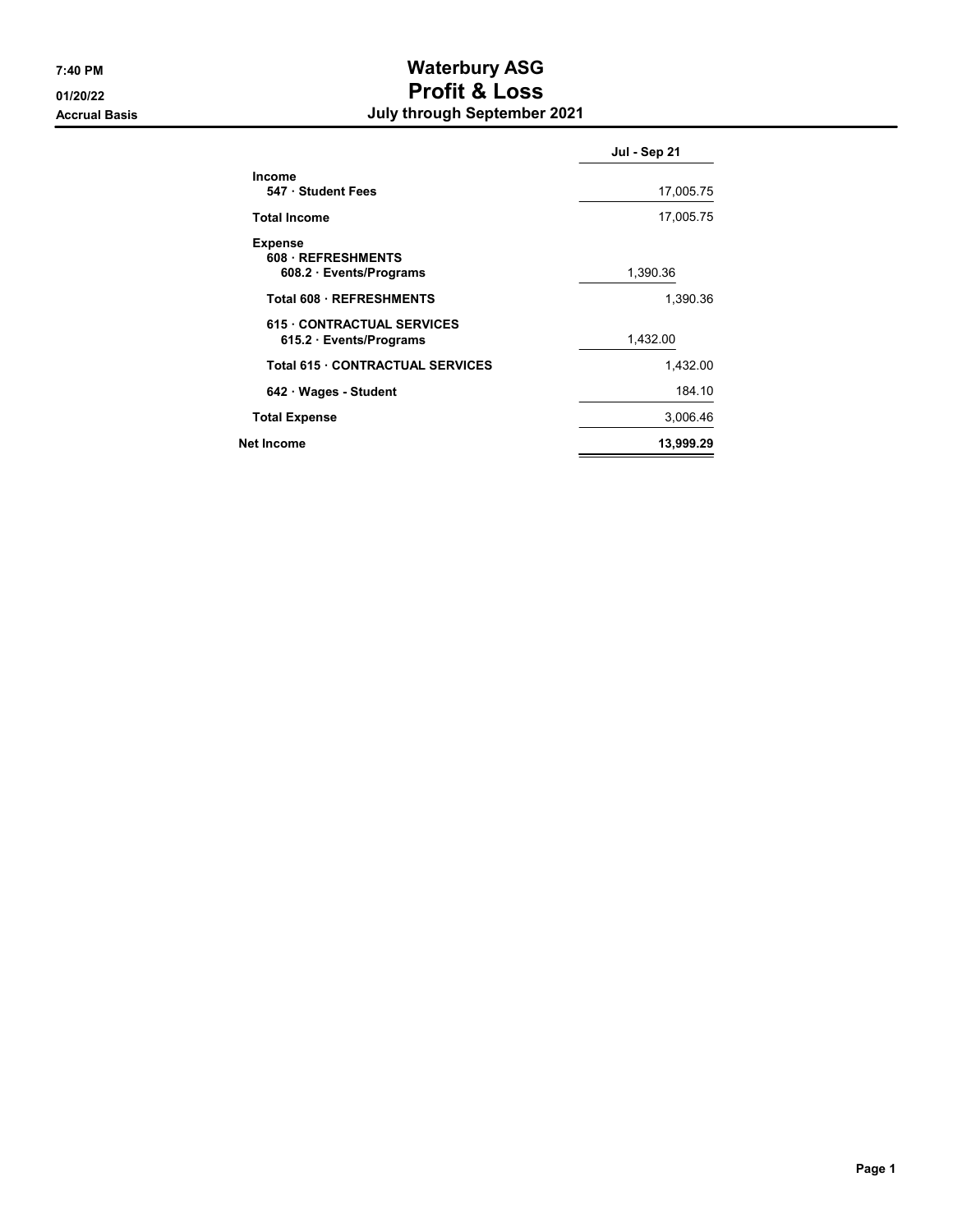# Waterbury ASG
## Profit & Loss
### July through September 2021

7:40 PM
01/20/22
Accrual Basis

| | Jul - Sep 21 | |
|---|---|---|
| **Income** | | |
| **547 · Student Fees** | | 17,005.75 |
| **Total Income** | | 17,005.75 |
| **Expense** | | |
| **608 · REFRESHMENTS** | | |
| **608.2 · Events/Programs** | 1,390.36 | |
| **Total 608 · REFRESHMENTS** | | 1,390.36 |
| **615 · CONTRACTUAL SERVICES** | | |
| **615.2 · Events/Programs** | 1,432.00 | |
| **Total 615 · CONTRACTUAL SERVICES** | | 1,432.00 |
| **642 · Wages - Student** | | 184.10 |
| **Total Expense** | | 3,006.46 |
| **Net Income** | | **13,999.29** |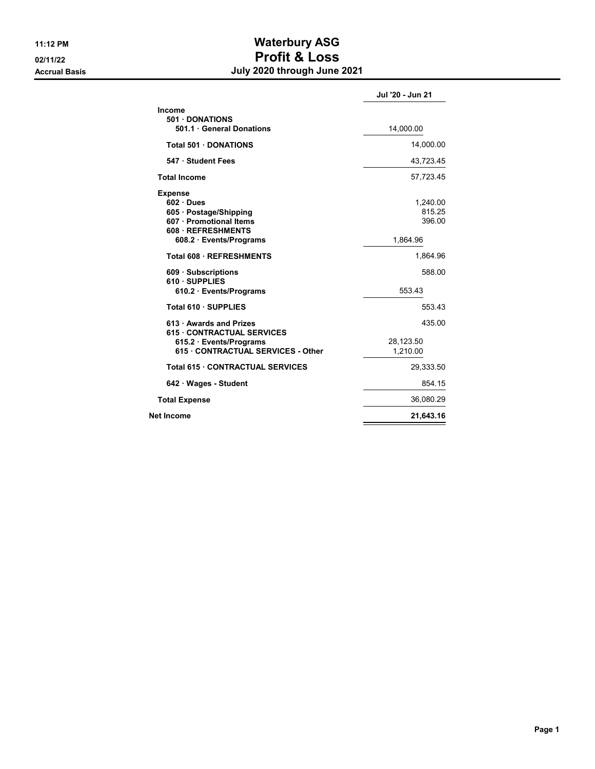# Waterbury ASG
## Profit & Loss
### July 2020 through June 2021

11:12 PM
02/11/22
Accrual Basis

| | | Jul '20 - Jun 21 |
|---|---|---|
| **Income** | | |
| **501 · DONATIONS** | | |
| **501.1 · General Donations** | 14,000.00 | |
| **Total 501 · DONATIONS** | | 14,000.00 |
| **547 · Student Fees** | | 43,723.45 |
| **Total Income** | | 57,723.45 |
| **Expense** | | |
| **602 · Dues** | | 1,240.00 |
| **605 · Postage/Shipping** | | 815.25 |
| **607 · Promotional Items** | | 396.00 |
| **608 · REFRESHMENTS** | | |
| **608.2 · Events/Programs** | 1,864.96 | |
| **Total 608 · REFRESHMENTS** | | 1,864.96 |
| **609 · Subscriptions** | | 588.00 |
| **610 · SUPPLIES** | | |
| **610.2 · Events/Programs** | 553.43 | |
| **Total 610 · SUPPLIES** | | 553.43 |
| **613 · Awards and Prizes** | | 435.00 |
| **615 · CONTRACTUAL SERVICES** | | |
| **615.2 · Events/Programs** | 28,123.50 | |
| **615 · CONTRACTUAL SERVICES - Other** | 1,210.00 | |
| **Total 615 · CONTRACTUAL SERVICES** | | 29,333.50 |
| **642 · Wages - Student** | | 854.15 |
| **Total Expense** | | 36,080.29 |
| **Net Income** | | **21,643.16** |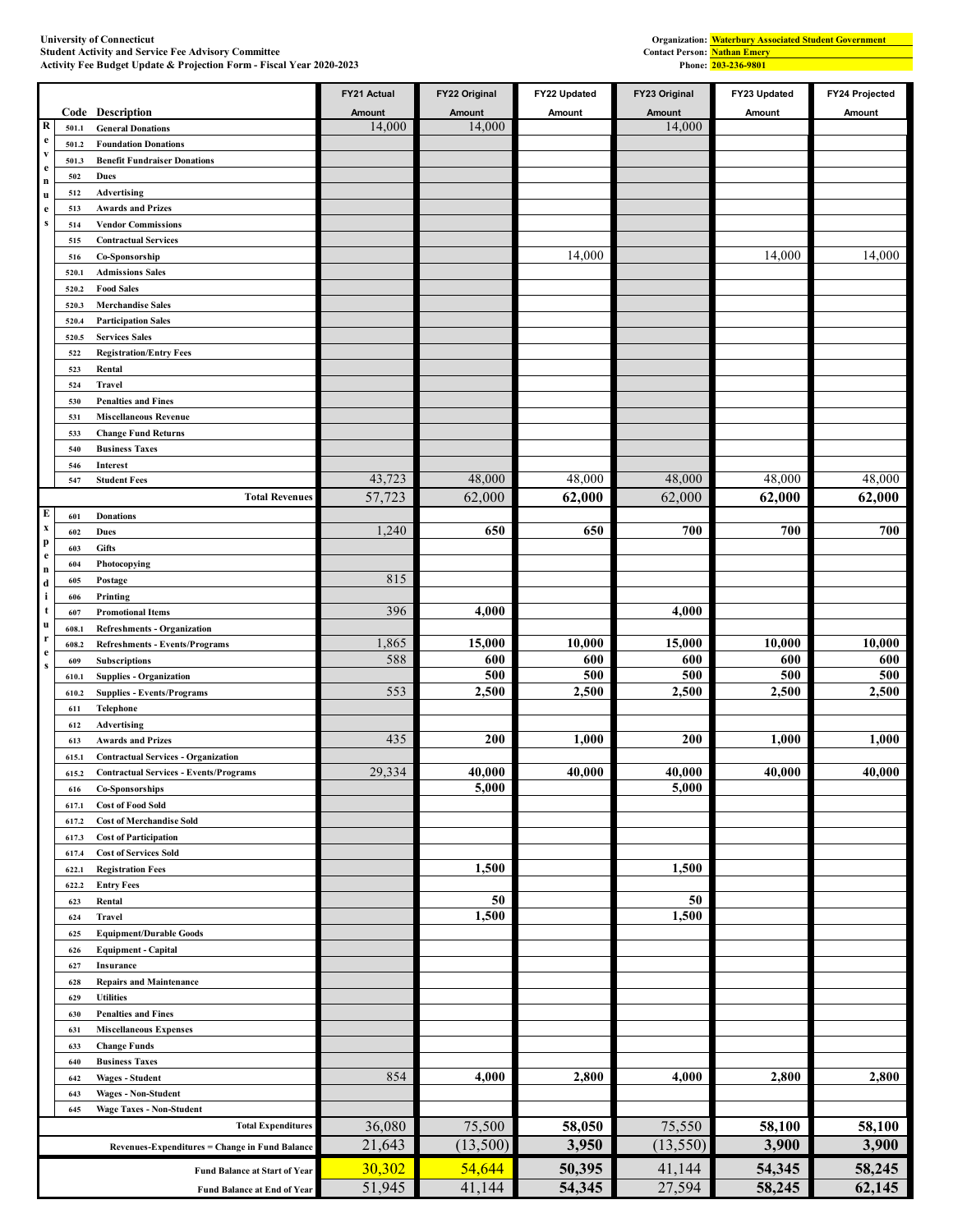**University of Connecticut**
**Student Activity and Service Fee Advisory Committee**
**Activity Fee Budget Update & Projection Form - Fiscal Year 2020-2023**

**Organization:** Waterbury Associated Student Government
**Contact Person:** Nathan Emery
**Phone:** 203-236-9801

| | Code | Description | FY21 Actual Amount | FY22 Original Amount | FY22 Updated Amount | FY23 Original Amount | FY23 Updated Amount | FY24 Projected Amount |
|---|---|---|---|---|---|---|---|---|
| Revenues | 501.1 | General Donations | 14,000 | 14,000 | | 14,000 | | |
| | 501.2 | Foundation Donations | | | | | | |
| | 501.3 | Benefit Fundraiser Donations | | | | | | |
| | 502 | Dues | | | | | | |
| | 512 | Advertising | | | | | | |
| | 513 | Awards and Prizes | | | | | | |
| | 514 | Vendor Commissions | | | | | | |
| | 515 | Contractual Services | | | | | | |
| | 516 | Co-Sponsorship | | | 14,000 | | 14,000 | 14,000 |
| | 520.1 | Admissions Sales | | | | | | |
| | 520.2 | Food Sales | | | | | | |
| | 520.3 | Merchandise Sales | | | | | | |
| | 520.4 | Participation Sales | | | | | | |
| | 520.5 | Services Sales | | | | | | |
| | 522 | Registration/Entry Fees | | | | | | |
| | 523 | Rental | | | | | | |
| | 524 | Travel | | | | | | |
| | 530 | Penalties and Fines | | | | | | |
| | 531 | Miscellaneous Revenue | | | | | | |
| | 533 | Change Fund Returns | | | | | | |
| | 540 | Business Taxes | | | | | | |
| | 546 | Interest | | | | | | |
| | 547 | Student Fees | 43,723 | 48,000 | 48,000 | 48,000 | 48,000 | 48,000 |
| | | **Total Revenues** | 57,723 | 62,000 | **62,000** | 62,000 | **62,000** | **62,000** |
| Expenditures | 601 | Donations | | | | | | |
| | 602 | Dues | 1,240 | **650** | **650** | **700** | **700** | **700** |
| | 603 | Gifts | | | | | | |
| | 604 | Photocopying | | | | | | |
| | 605 | Postage | 815 | | | | | |
| | 606 | Printing | | | | | | |
| | 607 | Promotional Items | 396 | **4,000** | | **4,000** | | |
| | 608.1 | Refreshments - Organization | | | | | | |
| | 608.2 | Refreshments - Events/Programs | 1,865 | **15,000** | **10,000** | **15,000** | **10,000** | **10,000** |
| | 609 | Subscriptions | 588 | **600** | **600** | **600** | **600** | **600** |
| | 610.1 | Supplies - Organization | | **500** | **500** | **500** | **500** | **500** |
| | 610.2 | Supplies - Events/Programs | 553 | **2,500** | **2,500** | **2,500** | **2,500** | **2,500** |
| | 611 | Telephone | | | | | | |
| | 612 | Advertising | | | | | | |
| | 613 | Awards and Prizes | 435 | **200** | **1,000** | **200** | **1,000** | **1,000** |
| | 615.1 | Contractual Services - Organization | | | | | | |
| | 615.2 | Contractual Services - Events/Programs | 29,334 | **40,000** | **40,000** | **40,000** | **40,000** | **40,000** |
| | 616 | Co-Sponsorships | | **5,000** | | **5,000** | | |
| | 617.1 | Cost of Food Sold | | | | | | |
| | 617.2 | Cost of Merchandise Sold | | | | | | |
| | 617.3 | Cost of Participation | | | | | | |
| | 617.4 | Cost of Services Sold | | | | | | |
| | 622.1 | Registration Fees | | **1,500** | | **1,500** | | |
| | 622.2 | Entry Fees | | | | | | |
| | 623 | Rental | | **50** | | **50** | | |
| | 624 | Travel | | **1,500** | | **1,500** | | |
| | 625 | Equipment/Durable Goods | | | | | | |
| | 626 | Equipment - Capital | | | | | | |
| | 627 | Insurance | | | | | | |
| | 628 | Repairs and Maintenance | | | | | | |
| | 629 | Utilities | | | | | | |
| | 630 | Penalties and Fines | | | | | | |
| | 631 | Miscellaneous Expenses | | | | | | |
| | 633 | Change Funds | | | | | | |
| | 640 | Business Taxes | | | | | | |
| | 642 | Wages - Student | 854 | **4,000** | **2,800** | **4,000** | **2,800** | **2,800** |
| | 643 | Wages - Non-Student | | | | | | |
| | 645 | Wage Taxes - Non-Student | | | | | | |
| | | **Total Expenditures** | 36,080 | 75,500 | **58,050** | 75,550 | **58,100** | **58,100** |
| | | **Revenues-Expenditures = Change in Fund Balance** | 21,643 | (13,500) | **3,950** | (13,550) | **3,900** | **3,900** |
| | | **Fund Balance at Start of Year** | 30,302 | 54,644 | **50,395** | 41,144 | **54,345** | **58,245** |
| | | **Fund Balance at End of Year** | 51,945 | 41,144 | **54,345** | 27,594 | **58,245** | **62,145** |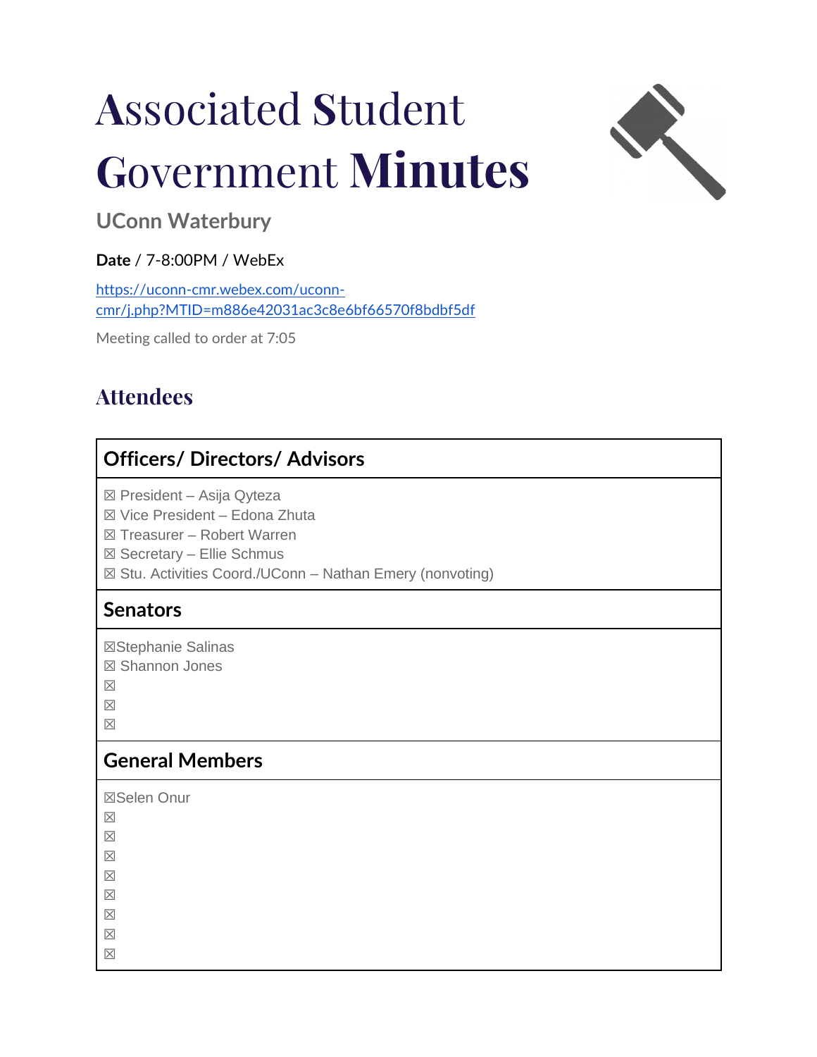# Associated Student Government **Minutes**

## UConn Waterbury

**Date** / 7-8:00PM / WebEx

[https://uconn-cmr.webex.com/uconn-cmr/j.php?MTID=m886e42031ac3c8e6bf66570f8bdbf5df](https://uconn-cmr.webex.com/uconn-cmr/j.php?MTID=m886e42031ac3c8e6bf66570f8bdbf5df)

Meeting called to order at 7:05

## Attendees

| Officers/ Directors/ Advisors |
| --- |
| ☒ President – Asija Qyteza<br>☒ Vice President – Edona Zhuta<br>☒ Treasurer – Robert Warren<br>☒ Secretary – Ellie Schmus<br>☒ Stu. Activities Coord./UConn – Nathan Emery (nonvoting) |
| **Senators** |
| ☒Stephanie Salinas<br>☒ Shannon Jones<br>☒<br>☒<br>☒ |
| **General Members** |
| ☒Selen Onur<br>☒<br>☒<br>☒<br>☒<br>☒<br>☒<br>☒<br>☒ |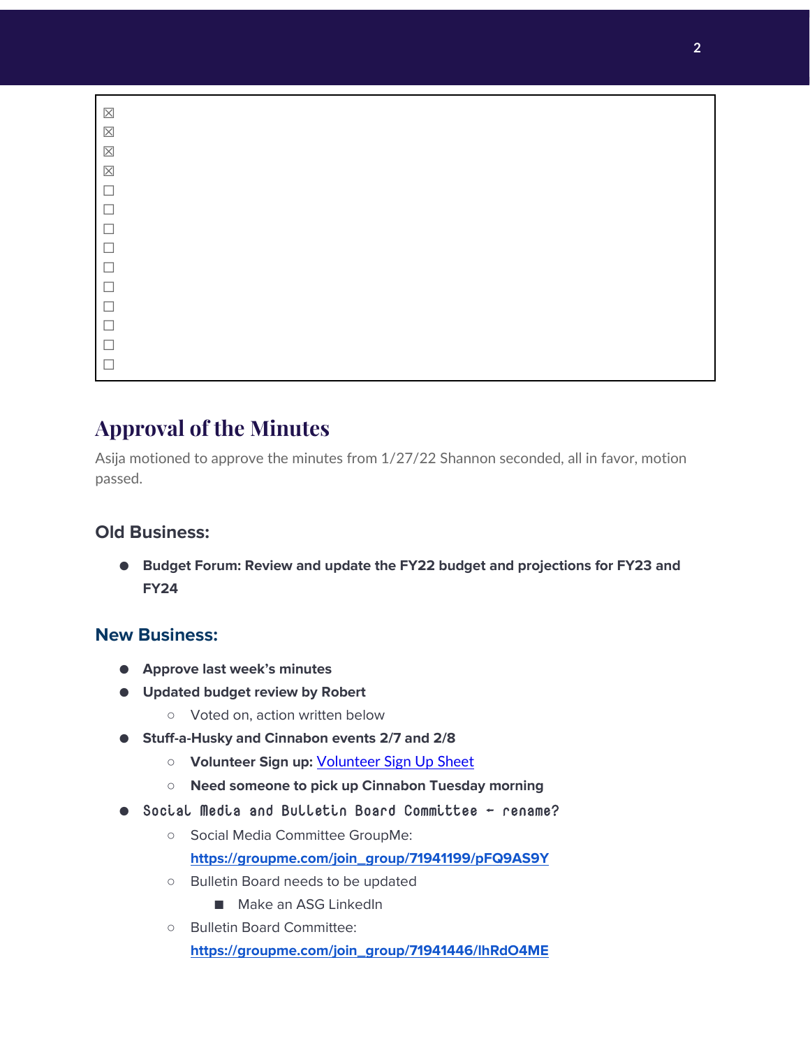☒
☒
☒
☒
☐
☐
☐
☐
☐
☐
☐
☐
☐
☐

## Approval of the Minutes

Asija motioned to approve the minutes from 1/27/22 Shannon seconded, all in favor, motion passed.

### Old Business:

- **Budget Forum: Review and update the FY22 budget and projections for FY23 and FY24**

### New Business:

- **Approve last week's minutes**
- **Updated budget review by Robert**
  - Voted on, action written below
- **Stuff-a-Husky and Cinnabon events 2/7 and 2/8**
  - **Volunteer Sign up:** Volunteer Sign Up Sheet
  - **Need someone to pick up Cinnabon Tuesday morning**
- Social Media and Bulletin Board Committee - rename?
  - Social Media Committee GroupMe: **https://groupme.com/join_group/71941199/pFQ9AS9Y**
  - Bulletin Board needs to be updated
    - Make an ASG LinkedIn
  - Bulletin Board Committee: **https://groupme.com/join_group/71941446/lhRdO4ME**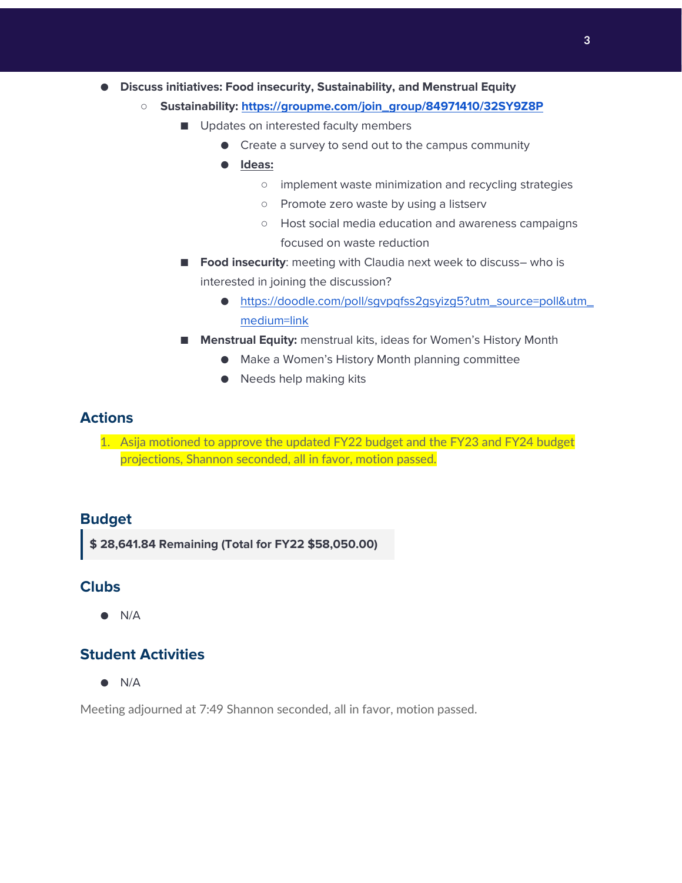- **Discuss initiatives: Food insecurity, Sustainability, and Menstrual Equity**
  - **Sustainability: https://groupme.com/join_group/84971410/32SY9Z8P**
    - Updates on interested faculty members
      - Create a survey to send out to the campus community
      - **Ideas:**
        - implement waste minimization and recycling strategies
        - Promote zero waste by using a listserv
        - Host social media education and awareness campaigns focused on waste reduction
    - **Food insecurity**: meeting with Claudia next week to discuss– who is interested in joining the discussion?
      - https://doodle.com/poll/sgvpqfss2gsyizg5?utm_source=poll&utm_medium=link
    - **Menstrual Equity:** menstrual kits, ideas for Women's History Month
      - Make a Women's History Month planning committee
      - Needs help making kits

## Actions

1. Asija motioned to approve the updated FY22 budget and the FY23 and FY24 budget projections, Shannon seconded, all in favor, motion passed.

## Budget

**$ 28,641.84 Remaining (Total for FY22 $58,050.00)**

## Clubs

- N/A

## Student Activities

- N/A

Meeting adjourned at 7:49 Shannon seconded, all in favor, motion passed.